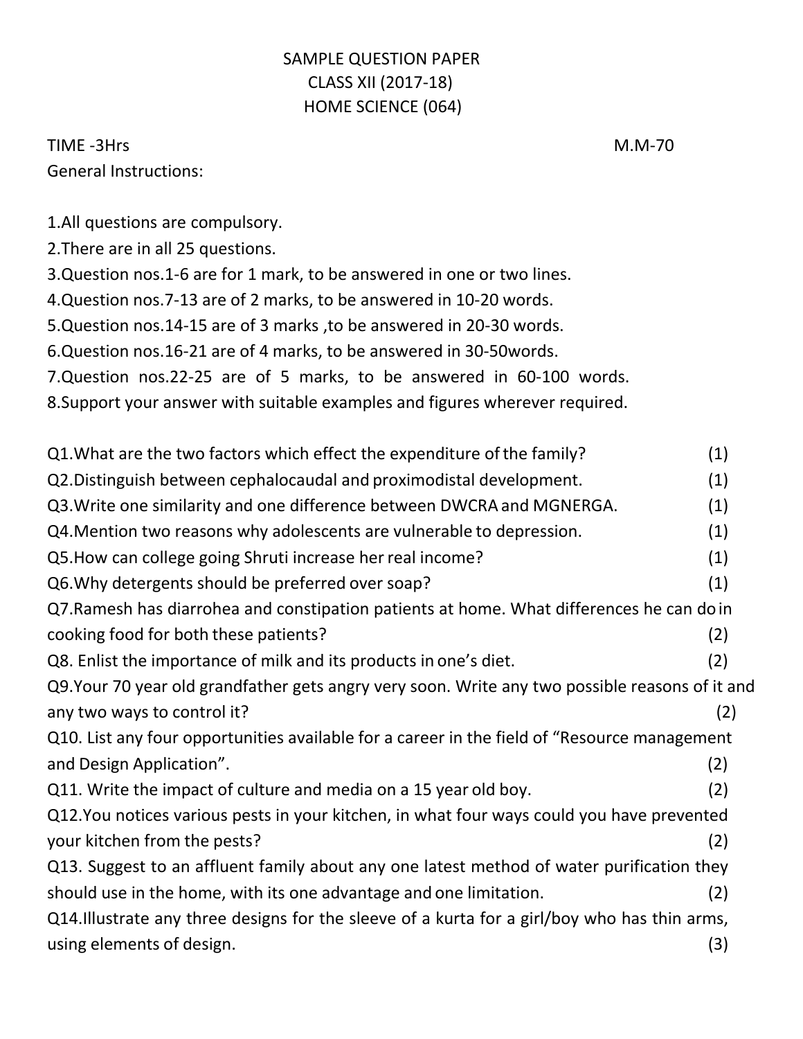# SAMPLE QUESTION PAPER
## CLASS XII (2017-18)
## HOME SCIENCE (064)

TIME -3Hrs M.M-70

General Instructions:

1.All questions are compulsory.
2.There are in all 25 questions.
3.Question nos.1-6 are for 1 mark, to be answered in one or two lines.
4.Question nos.7-13 are of 2 marks, to be answered in 10-20 words.
5.Question nos.14-15 are of 3 marks ,to be answered in 20-30 words.
6.Question nos.16-21 are of 4 marks, to be answered in 30-50words.
7.Question nos.22-25 are of 5 marks, to be answered in 60-100 words.
8.Support your answer with suitable examples and figures wherever required.

Q1.What are the two factors which effect the expenditure of the family? (1)

Q2.Distinguish between cephalocaudal and proximodistal development. (1)

Q3.Write one similarity and one difference between DWCRA and MGNERGA. (1)

Q4.Mention two reasons why adolescents are vulnerable to depression. (1)

Q5.How can college going Shruti increase her real income? (1)

Q6.Why detergents should be preferred over soap? (1)

Q7.Ramesh has diarrohea and constipation patients at home. What differences he can do in cooking food for both these patients? (2)

Q8. Enlist the importance of milk and its products in one's diet. (2)

Q9.Your 70 year old grandfather gets angry very soon. Write any two possible reasons of it and any two ways to control it? (2)

Q10. List any four opportunities available for a career in the field of "Resource management and Design Application". (2)

Q11. Write the impact of culture and media on a 15 year old boy. (2)

Q12.You notices various pests in your kitchen, in what four ways could you have prevented your kitchen from the pests? (2)

Q13. Suggest to an affluent family about any one latest method of water purification they should use in the home, with its one advantage and one limitation. (2)

Q14.Illustrate any three designs for the sleeve of a kurta for a girl/boy who has thin arms, using elements of design. (3)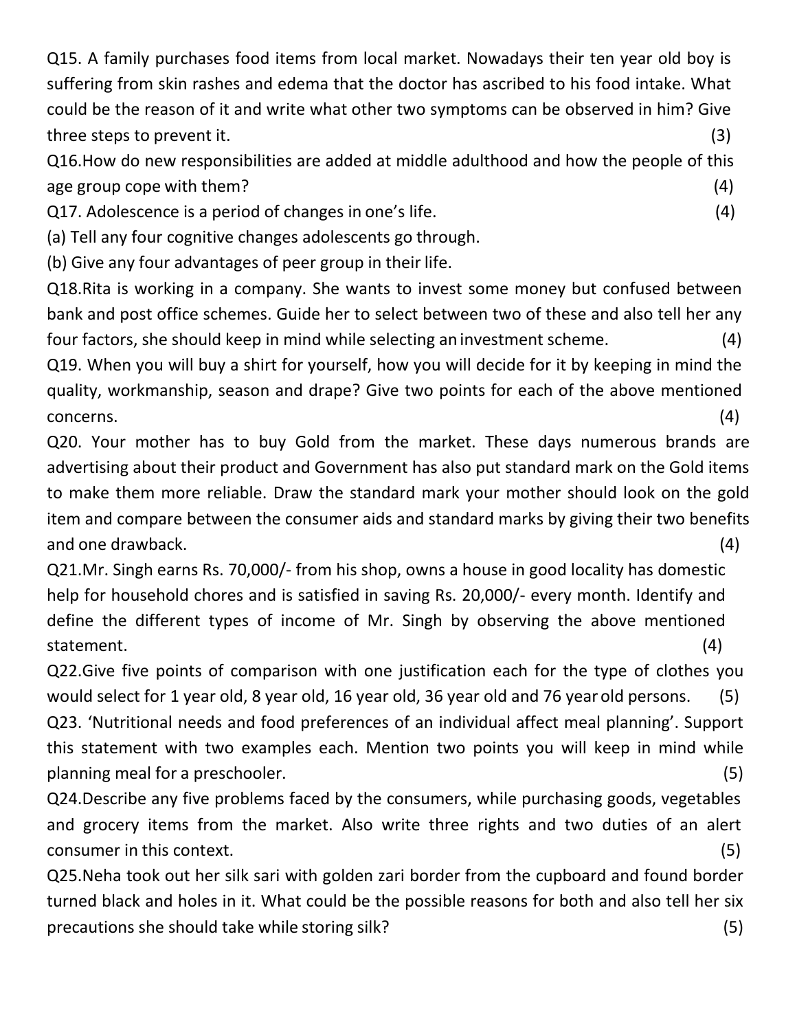Q15. A family purchases food items from local market. Nowadays their ten year old boy is suffering from skin rashes and edema that the doctor has ascribed to his food intake. What could be the reason of it and write what other two symptoms can be observed in him? Give three steps to prevent it. (3)

Q16.How do new responsibilities are added at middle adulthood and how the people of this age group cope with them? (4)

Q17. Adolescence is a period of changes in one's life. (4)

(a) Tell any four cognitive changes adolescents go through.

(b) Give any four advantages of peer group in their life.

Q18.Rita is working in a company. She wants to invest some money but confused between bank and post office schemes. Guide her to select between two of these and also tell her any four factors, she should keep in mind while selecting an investment scheme. (4)

Q19. When you will buy a shirt for yourself, how you will decide for it by keeping in mind the quality, workmanship, season and drape? Give two points for each of the above mentioned concerns. (4)

Q20. Your mother has to buy Gold from the market. These days numerous brands are advertising about their product and Government has also put standard mark on the Gold items to make them more reliable. Draw the standard mark your mother should look on the gold item and compare between the consumer aids and standard marks by giving their two benefits and one drawback. (4)

Q21.Mr. Singh earns Rs. 70,000/- from his shop, owns a house in good locality has domestic help for household chores and is satisfied in saving Rs. 20,000/- every month. Identify and define the different types of income of Mr. Singh by observing the above mentioned statement. (4)

Q22.Give five points of comparison with one justification each for the type of clothes you would select for 1 year old, 8 year old, 16 year old, 36 year old and 76 year old persons. (5)

Q23. 'Nutritional needs and food preferences of an individual affect meal planning'. Support this statement with two examples each. Mention two points you will keep in mind while planning meal for a preschooler. (5)

Q24.Describe any five problems faced by the consumers, while purchasing goods, vegetables and grocery items from the market. Also write three rights and two duties of an alert consumer in this context. (5)

Q25.Neha took out her silk sari with golden zari border from the cupboard and found border turned black and holes in it. What could be the possible reasons for both and also tell her six precautions she should take while storing silk? (5)